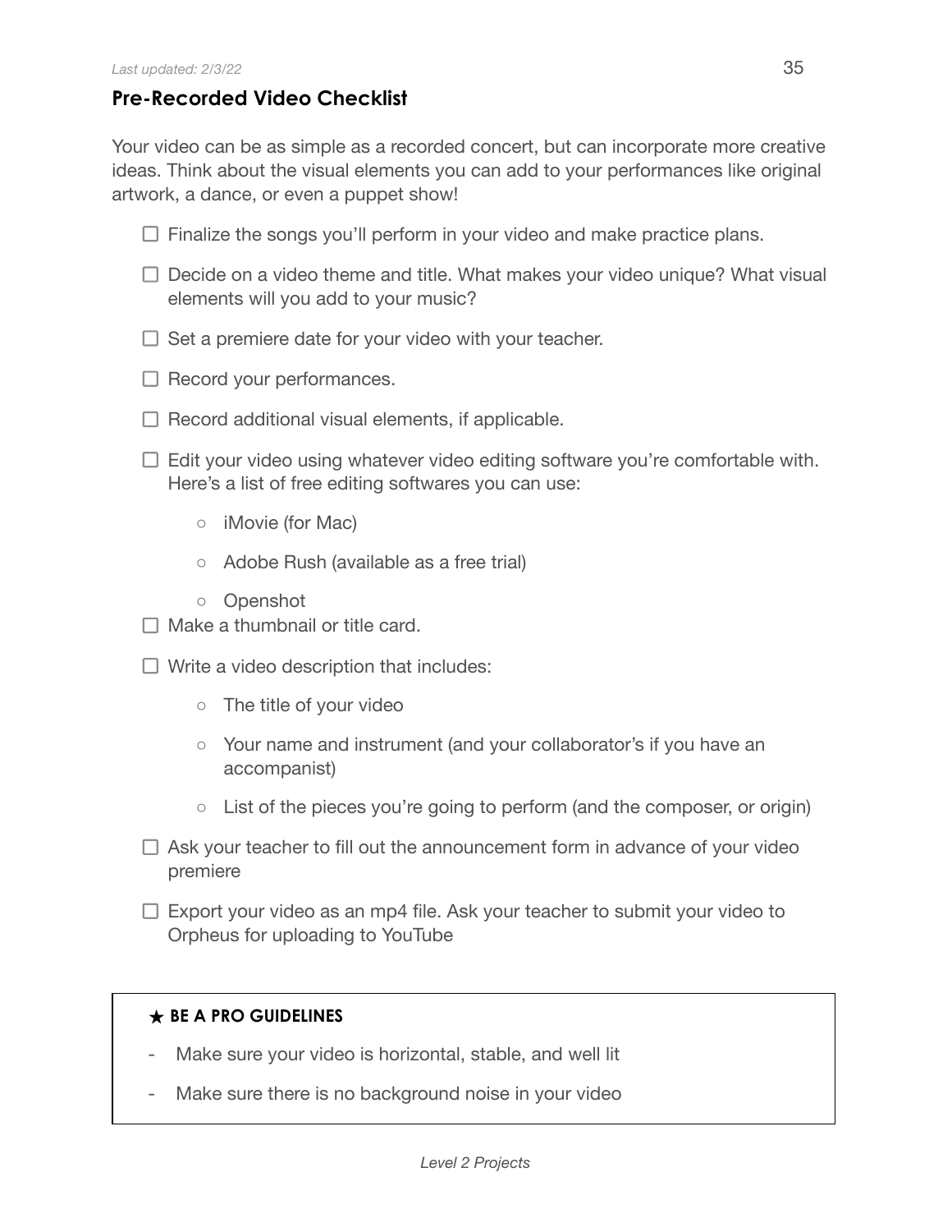*Last updated: 2/3/22*

## Pre-Recorded Video Checklist

Your video can be as simple as a recorded concert, but can incorporate more creative ideas. Think about the visual elements you can add to your performances like original artwork, a dance, or even a puppet show!

- [ ] Finalize the songs you'll perform in your video and make practice plans.
- [ ] Decide on a video theme and title. What makes your video unique? What visual elements will you add to your music?
- [ ] Set a premiere date for your video with your teacher.
- [ ] Record your performances.
- [ ] Record additional visual elements, if applicable.
- [ ] Edit your video using whatever video editing software you're comfortable with. Here's a list of free editing softwares you can use:
  - iMovie (for Mac)
  - Adobe Rush (available as a free trial)
  - Openshot
- [ ] Make a thumbnail or title card.
- [ ] Write a video description that includes:
  - The title of your video
  - Your name and instrument (and your collaborator's if you have an accompanist)
  - List of the pieces you're going to perform (and the composer, or origin)
- [ ] Ask your teacher to fill out the announcement form in advance of your video premiere
- [ ] Export your video as an mp4 file. Ask your teacher to submit your video to Orpheus for uploading to YouTube

**★ BE A PRO GUIDELINES**

- Make sure your video is horizontal, stable, and well lit
- Make sure there is no background noise in your video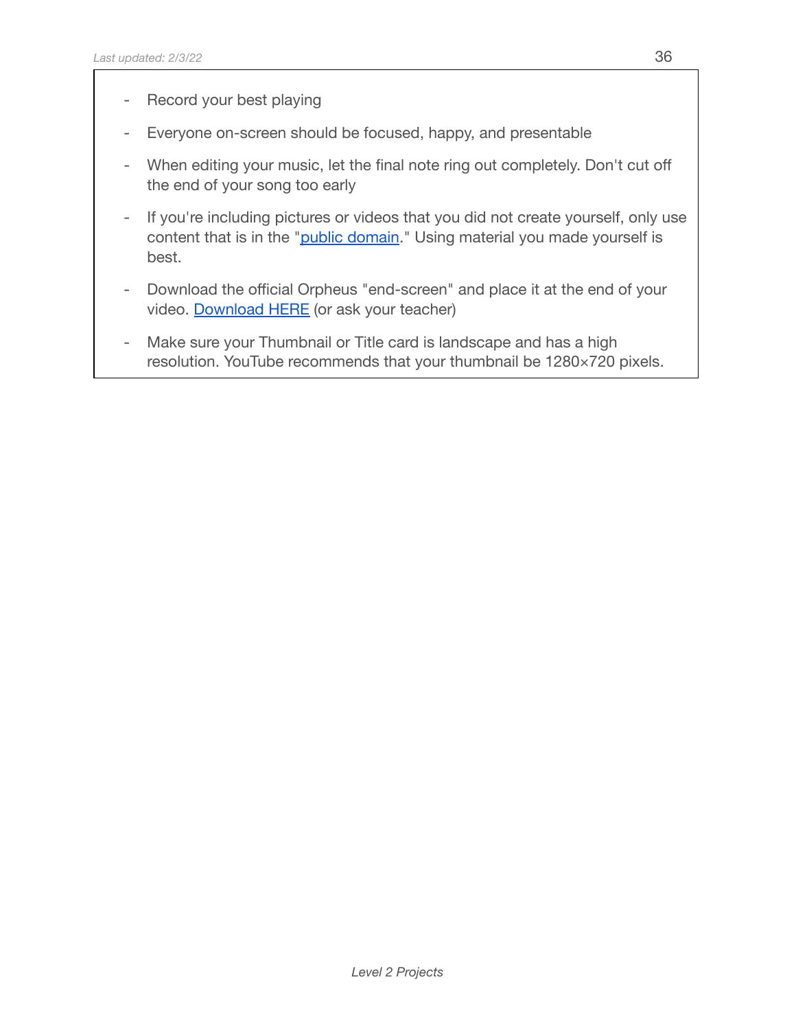- Record your best playing
- Everyone on-screen should be focused, happy, and presentable
- When editing your music, let the final note ring out completely. Don't cut off the end of your song too early
- If you're including pictures or videos that you did not create yourself, only use content that is in the "public domain." Using material you made yourself is best.
- Download the official Orpheus "end-screen" and place it at the end of your video. Download HERE (or ask your teacher)
- Make sure your Thumbnail or Title card is landscape and has a high resolution. YouTube recommends that your thumbnail be 1280×720 pixels.